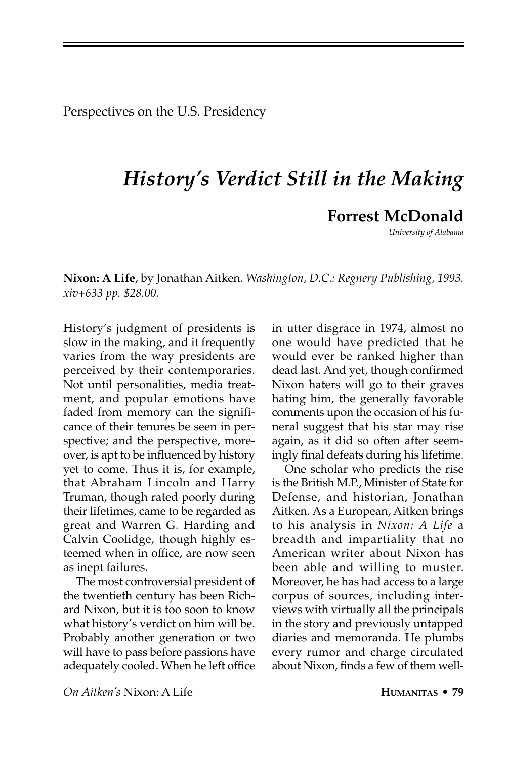Perspectives on the U.S. Presidency

# *History's Verdict Still in the Making*

## Forrest McDonald

*University of Alabama*

**Nixon: A Life**, by Jonathan Aitken. *Washington, D.C.: Regnery Publishing, 1993. xiv+633 pp. $28.00.*

History's judgment of presidents is slow in the making, and it frequently varies from the way presidents are perceived by their contemporaries. Not until personalities, media treatment, and popular emotions have faded from memory can the significance of their tenures be seen in perspective; and the perspective, moreover, is apt to be influenced by history yet to come. Thus it is, for example, that Abraham Lincoln and Harry Truman, though rated poorly during their lifetimes, came to be regarded as great and Warren G. Harding and Calvin Coolidge, though highly esteemed when in office, are now seen as inept failures.

The most controversial president of the twentieth century has been Richard Nixon, but it is too soon to know what history's verdict on him will be. Probably another generation or two will have to pass before passions have adequately cooled. When he left office in utter disgrace in 1974, almost no one would have predicted that he would ever be ranked higher than dead last. And yet, though confirmed Nixon haters will go to their graves hating him, the generally favorable comments upon the occasion of his funeral suggest that his star may rise again, as it did so often after seemingly final defeats during his lifetime.

One scholar who predicts the rise is the British M.P., Minister of State for Defense, and historian, Jonathan Aitken. As a European, Aitken brings to his analysis in *Nixon: A Life* a breadth and impartiality that no American writer about Nixon has been able and willing to muster. Moreover, he has had access to a large corpus of sources, including interviews with virtually all the principals in the story and previously untapped diaries and memoranda. He plumbs every rumor and charge circulated about Nixon, finds a few of them well-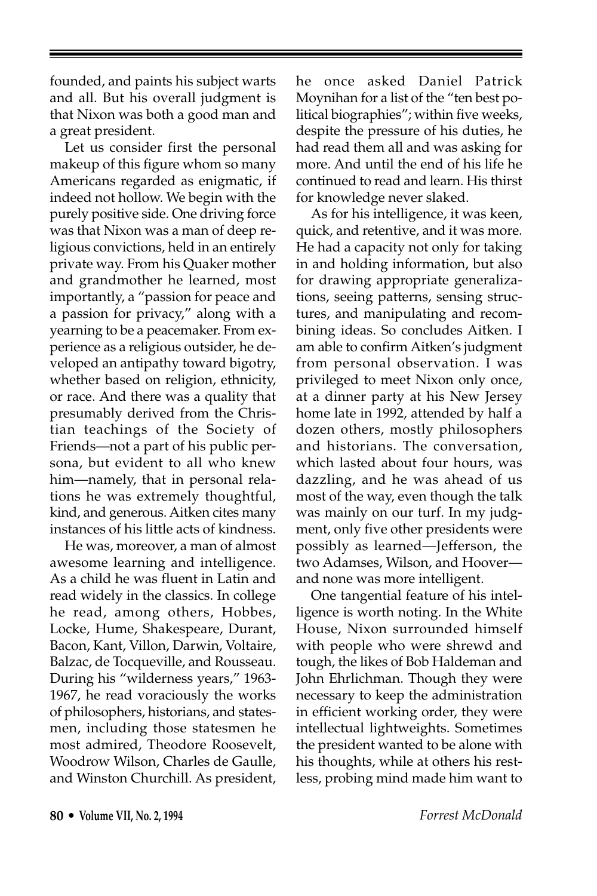founded, and paints his subject warts and all. But his overall judgment is that Nixon was both a good man and a great president.

Let us consider first the personal makeup of this figure whom so many Americans regarded as enigmatic, if indeed not hollow. We begin with the purely positive side. One driving force was that Nixon was a man of deep religious convictions, held in an entirely private way. From his Quaker mother and grandmother he learned, most importantly, a "passion for peace and a passion for privacy," along with a yearning to be a peacemaker. From experience as a religious outsider, he developed an antipathy toward bigotry, whether based on religion, ethnicity, or race. And there was a quality that presumably derived from the Christian teachings of the Society of Friends—not a part of his public persona, but evident to all who knew him—namely, that in personal relations he was extremely thoughtful, kind, and generous. Aitken cites many instances of his little acts of kindness.

He was, moreover, a man of almost awesome learning and intelligence. As a child he was fluent in Latin and read widely in the classics. In college he read, among others, Hobbes, Locke, Hume, Shakespeare, Durant, Bacon, Kant, Villon, Darwin, Voltaire, Balzac, de Tocqueville, and Rousseau. During his "wilderness years," 1963-1967, he read voraciously the works of philosophers, historians, and statesmen, including those statesmen he most admired, Theodore Roosevelt, Woodrow Wilson, Charles de Gaulle, and Winston Churchill. As president, he once asked Daniel Patrick Moynihan for a list of the "ten best political biographies"; within five weeks, despite the pressure of his duties, he had read them all and was asking for more. And until the end of his life he continued to read and learn. His thirst for knowledge never slaked.

As for his intelligence, it was keen, quick, and retentive, and it was more. He had a capacity not only for taking in and holding information, but also for drawing appropriate generalizations, seeing patterns, sensing structures, and manipulating and recombining ideas. So concludes Aitken. I am able to confirm Aitken's judgment from personal observation. I was privileged to meet Nixon only once, at a dinner party at his New Jersey home late in 1992, attended by half a dozen others, mostly philosophers and historians. The conversation, which lasted about four hours, was dazzling, and he was ahead of us most of the way, even though the talk was mainly on our turf. In my judgment, only five other presidents were possibly as learned—Jefferson, the two Adamses, Wilson, and Hoover—and none was more intelligent.

One tangential feature of his intelligence is worth noting. In the White House, Nixon surrounded himself with people who were shrewd and tough, the likes of Bob Haldeman and John Ehrlichman. Though they were necessary to keep the administration in efficient working order, they were intellectual lightweights. Sometimes the president wanted to be alone with his thoughts, while at others his restless, probing mind made him want to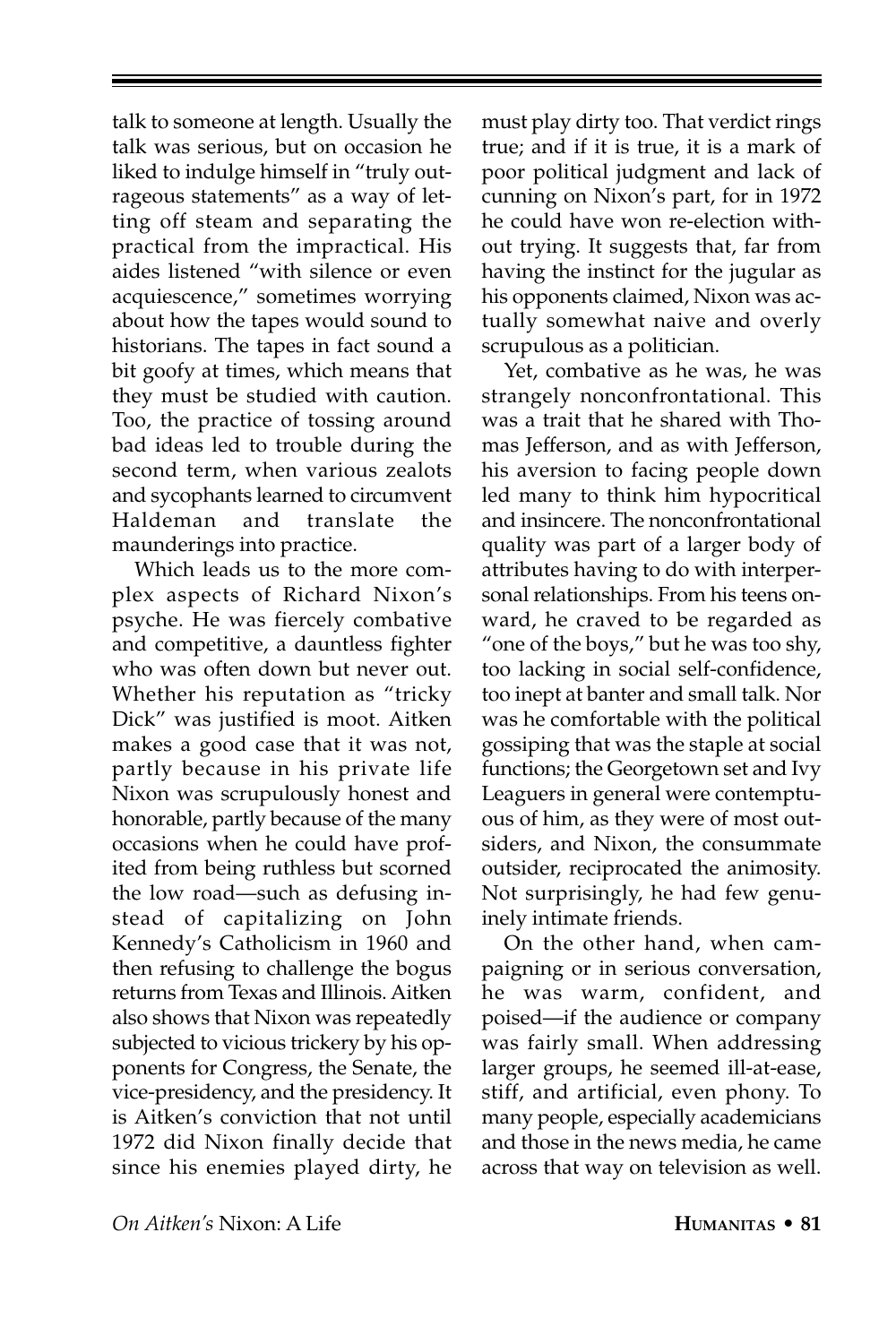talk to someone at length. Usually the talk was serious, but on occasion he liked to indulge himself in "truly outrageous statements" as a way of letting off steam and separating the practical from the impractical. His aides listened "with silence or even acquiescence," sometimes worrying about how the tapes would sound to historians. The tapes in fact sound a bit goofy at times, which means that they must be studied with caution. Too, the practice of tossing around bad ideas led to trouble during the second term, when various zealots and sycophants learned to circumvent Haldeman and translate the maunderings into practice.

Which leads us to the more complex aspects of Richard Nixon's psyche. He was fiercely combative and competitive, a dauntless fighter who was often down but never out. Whether his reputation as "tricky Dick" was justified is moot. Aitken makes a good case that it was not, partly because in his private life Nixon was scrupulously honest and honorable, partly because of the many occasions when he could have profited from being ruthless but scorned the low road—such as defusing instead of capitalizing on John Kennedy's Catholicism in 1960 and then refusing to challenge the bogus returns from Texas and Illinois. Aitken also shows that Nixon was repeatedly subjected to vicious trickery by his opponents for Congress, the Senate, the vice-presidency, and the presidency. It is Aitken's conviction that not until 1972 did Nixon finally decide that since his enemies played dirty, he must play dirty too. That verdict rings true; and if it is true, it is a mark of poor political judgment and lack of cunning on Nixon's part, for in 1972 he could have won re-election without trying. It suggests that, far from having the instinct for the jugular as his opponents claimed, Nixon was actually somewhat naive and overly scrupulous as a politician.

Yet, combative as he was, he was strangely nonconfrontational. This was a trait that he shared with Thomas Jefferson, and as with Jefferson, his aversion to facing people down led many to think him hypocritical and insincere. The nonconfrontational quality was part of a larger body of attributes having to do with interpersonal relationships. From his teens onward, he craved to be regarded as "one of the boys," but he was too shy, too lacking in social self-confidence, too inept at banter and small talk. Nor was he comfortable with the political gossiping that was the staple at social functions; the Georgetown set and Ivy Leaguers in general were contemptuous of him, as they were of most outsiders, and Nixon, the consummate outsider, reciprocated the animosity. Not surprisingly, he had few genuinely intimate friends.

On the other hand, when campaigning or in serious conversation, he was warm, confident, and poised—if the audience or company was fairly small. When addressing larger groups, he seemed ill-at-ease, stiff, and artificial, even phony. To many people, especially academicians and those in the news media, he came across that way on television as well.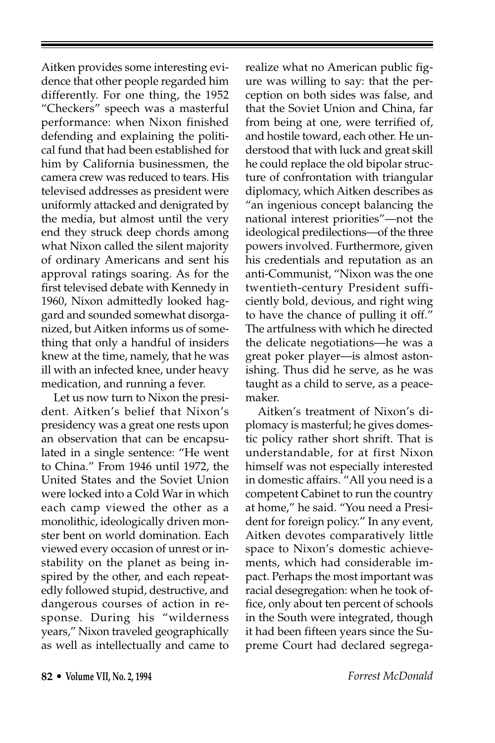Aitken provides some interesting evidence that other people regarded him differently. For one thing, the 1952 "Checkers" speech was a masterful performance: when Nixon finished defending and explaining the political fund that had been established for him by California businessmen, the camera crew was reduced to tears. His televised addresses as president were uniformly attacked and denigrated by the media, but almost until the very end they struck deep chords among what Nixon called the silent majority of ordinary Americans and sent his approval ratings soaring. As for the first televised debate with Kennedy in 1960, Nixon admittedly looked haggard and sounded somewhat disorganized, but Aitken informs us of something that only a handful of insiders knew at the time, namely, that he was ill with an infected knee, under heavy medication, and running a fever.

Let us now turn to Nixon the president. Aitken's belief that Nixon's presidency was a great one rests upon an observation that can be encapsulated in a single sentence: "He went to China." From 1946 until 1972, the United States and the Soviet Union were locked into a Cold War in which each camp viewed the other as a monolithic, ideologically driven monster bent on world domination. Each viewed every occasion of unrest or instability on the planet as being inspired by the other, and each repeatedly followed stupid, destructive, and dangerous courses of action in response. During his "wilderness years," Nixon traveled geographically as well as intellectually and came to realize what no American public figure was willing to say: that the perception on both sides was false, and that the Soviet Union and China, far from being at one, were terrified of, and hostile toward, each other. He understood that with luck and great skill he could replace the old bipolar structure of confrontation with triangular diplomacy, which Aitken describes as "an ingenious concept balancing the national interest priorities"—not the ideological predilections—of the three powers involved. Furthermore, given his credentials and reputation as an anti-Communist, "Nixon was the one twentieth-century President sufficiently bold, devious, and right wing to have the chance of pulling it off." The artfulness with which he directed the delicate negotiations—he was a great poker player—is almost astonishing. Thus did he serve, as he was taught as a child to serve, as a peacemaker.

Aitken's treatment of Nixon's diplomacy is masterful; he gives domestic policy rather short shrift. That is understandable, for at first Nixon himself was not especially interested in domestic affairs. "All you need is a competent Cabinet to run the country at home," he said. "You need a President for foreign policy." In any event, Aitken devotes comparatively little space to Nixon's domestic achievements, which had considerable impact. Perhaps the most important was racial desegregation: when he took office, only about ten percent of schools in the South were integrated, though it had been fifteen years since the Supreme Court had declared segrega-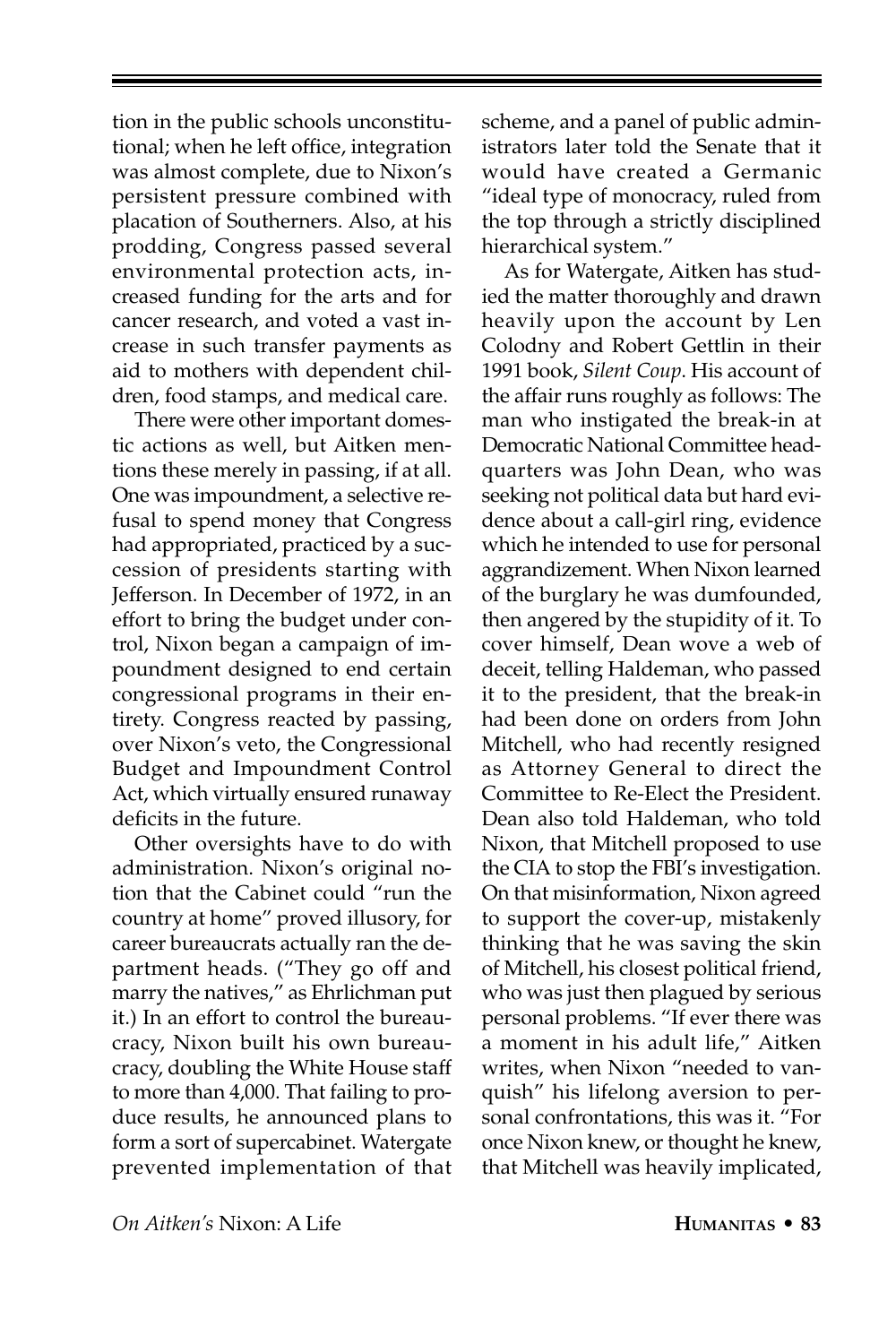tion in the public schools unconstitutional; when he left office, integration was almost complete, due to Nixon's persistent pressure combined with placation of Southerners. Also, at his prodding, Congress passed several environmental protection acts, increased funding for the arts and for cancer research, and voted a vast increase in such transfer payments as aid to mothers with dependent children, food stamps, and medical care.

There were other important domestic actions as well, but Aitken mentions these merely in passing, if at all. One was impoundment, a selective refusal to spend money that Congress had appropriated, practiced by a succession of presidents starting with Jefferson. In December of 1972, in an effort to bring the budget under control, Nixon began a campaign of impoundment designed to end certain congressional programs in their entirety. Congress reacted by passing, over Nixon's veto, the Congressional Budget and Impoundment Control Act, which virtually ensured runaway deficits in the future.

Other oversights have to do with administration. Nixon's original notion that the Cabinet could "run the country at home" proved illusory, for career bureaucrats actually ran the department heads. ("They go off and marry the natives," as Ehrlichman put it.) In an effort to control the bureaucracy, Nixon built his own bureaucracy, doubling the White House staff to more than 4,000. That failing to produce results, he announced plans to form a sort of supercabinet. Watergate prevented implementation of that scheme, and a panel of public administrators later told the Senate that it would have created a Germanic "ideal type of monocracy, ruled from the top through a strictly disciplined hierarchical system."

As for Watergate, Aitken has studied the matter thoroughly and drawn heavily upon the account by Len Colodny and Robert Gettlin in their 1991 book, *Silent Coup*. His account of the affair runs roughly as follows: The man who instigated the break-in at Democratic National Committee headquarters was John Dean, who was seeking not political data but hard evidence about a call-girl ring, evidence which he intended to use for personal aggrandizement. When Nixon learned of the burglary he was dumfounded, then angered by the stupidity of it. To cover himself, Dean wove a web of deceit, telling Haldeman, who passed it to the president, that the break-in had been done on orders from John Mitchell, who had recently resigned as Attorney General to direct the Committee to Re-Elect the President. Dean also told Haldeman, who told Nixon, that Mitchell proposed to use the CIA to stop the FBI's investigation. On that misinformation, Nixon agreed to support the cover-up, mistakenly thinking that he was saving the skin of Mitchell, his closest political friend, who was just then plagued by serious personal problems. "If ever there was a moment in his adult life," Aitken writes, when Nixon "needed to vanquish" his lifelong aversion to personal confrontations, this was it. "For once Nixon knew, or thought he knew, that Mitchell was heavily implicated,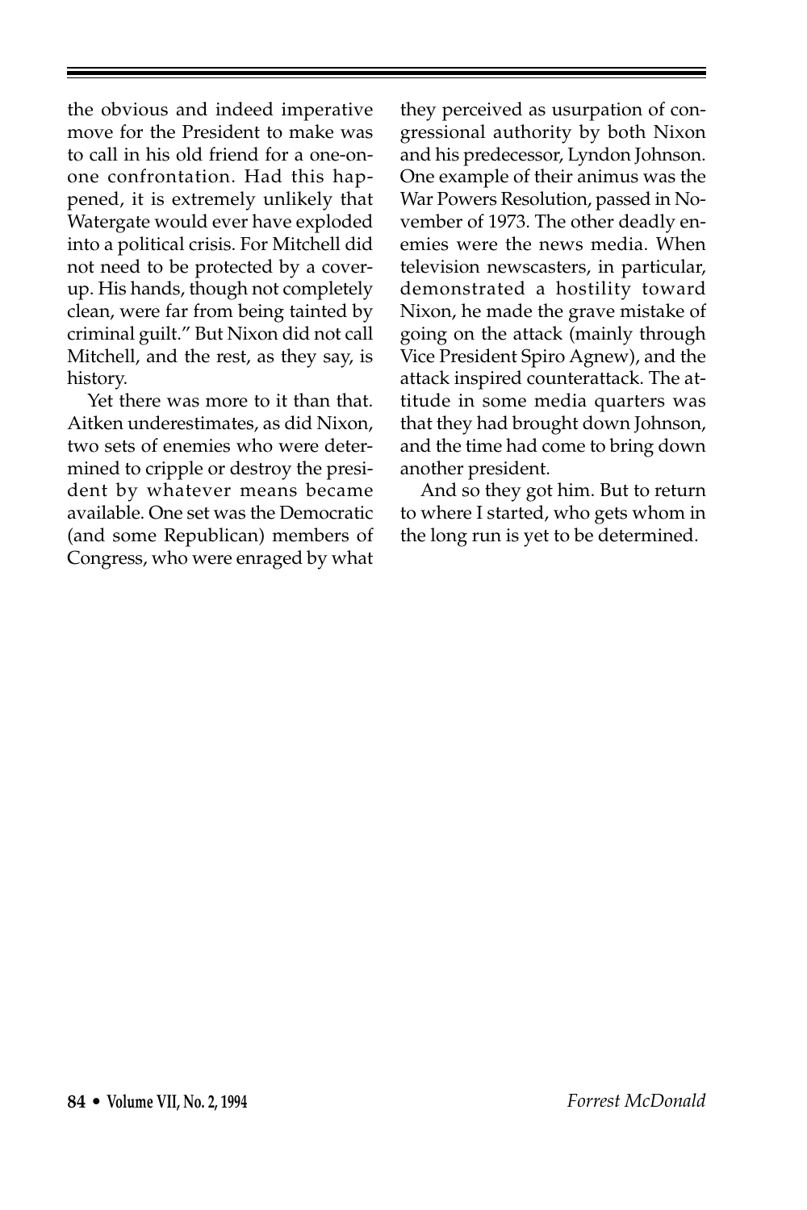the obvious and indeed imperative move for the President to make was to call in his old friend for a one-on-one confrontation. Had this happened, it is extremely unlikely that Watergate would ever have exploded into a political crisis. For Mitchell did not need to be protected by a cover-up. His hands, though not completely clean, were far from being tainted by criminal guilt." But Nixon did not call Mitchell, and the rest, as they say, is history.

Yet there was more to it than that. Aitken underestimates, as did Nixon, two sets of enemies who were determined to cripple or destroy the president by whatever means became available. One set was the Democratic (and some Republican) members of Congress, who were enraged by what they perceived as usurpation of congressional authority by both Nixon and his predecessor, Lyndon Johnson. One example of their animus was the War Powers Resolution, passed in November of 1973. The other deadly enemies were the news media. When television newscasters, in particular, demonstrated a hostility toward Nixon, he made the grave mistake of going on the attack (mainly through Vice President Spiro Agnew), and the attack inspired counterattack. The attitude in some media quarters was that they had brought down Johnson, and the time had come to bring down another president.

And so they got him. But to return to where I started, who gets whom in the long run is yet to be determined.

*Forrest McDonald*